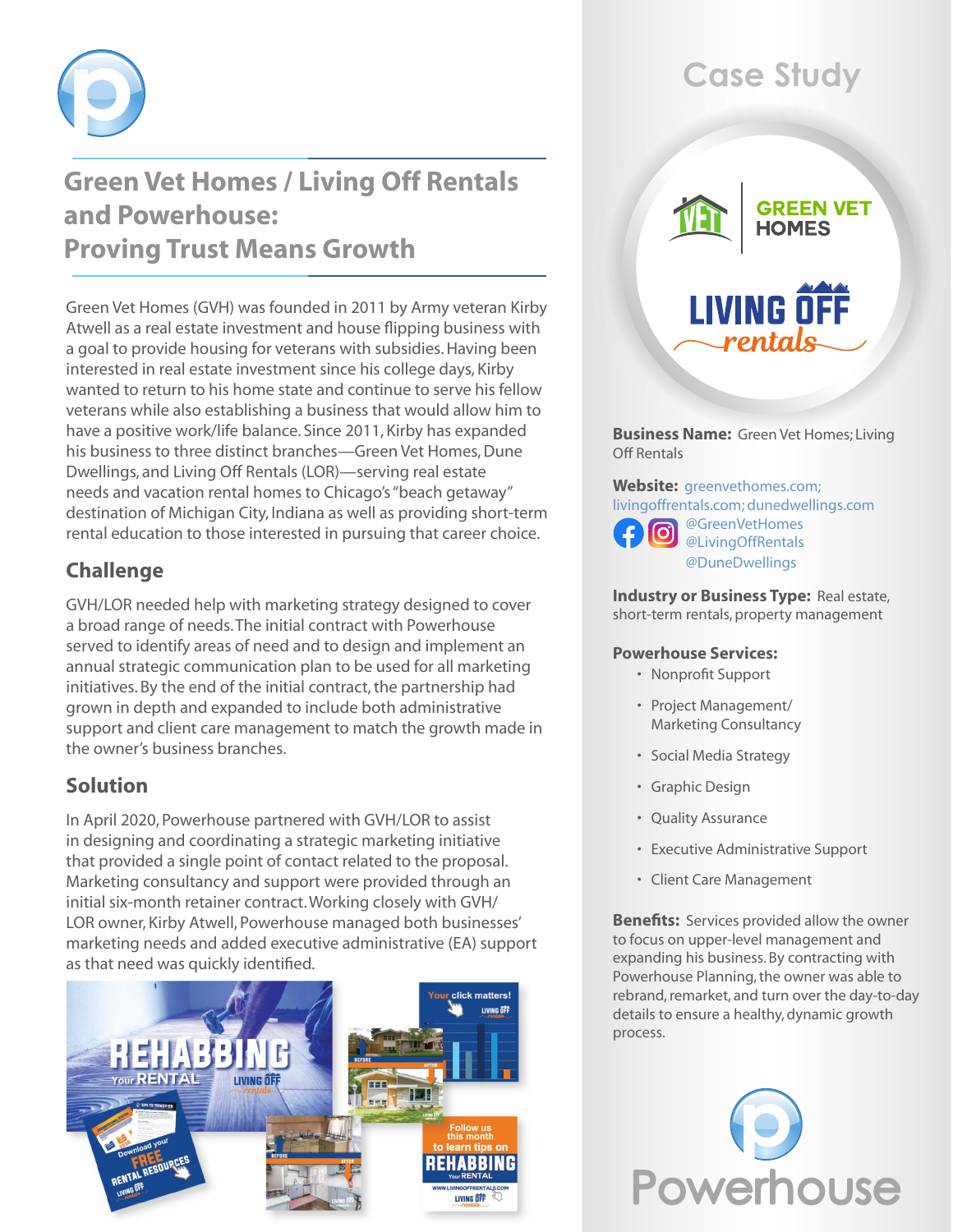# Green Vet Homes / Living Off Rentals and Powerhouse: Proving Trust Means Growth

Green Vet Homes (GVH) was founded in 2011 by Army veteran Kirby Atwell as a real estate investment and house flipping business with a goal to provide housing for veterans with subsidies. Having been interested in real estate investment since his college days, Kirby wanted to return to his home state and continue to serve his fellow veterans while also establishing a business that would allow him to have a positive work/life balance. Since 2011, Kirby has expanded his business to three distinct branches—Green Vet Homes, Dune Dwellings, and Living Off Rentals (LOR)—serving real estate needs and vacation rental homes to Chicago's "beach getaway" destination of Michigan City, Indiana as well as providing short-term rental education to those interested in pursuing that career choice.

## Challenge

GVH/LOR needed help with marketing strategy designed to cover a broad range of needs. The initial contract with Powerhouse served to identify areas of need and to design and implement an annual strategic communication plan to be used for all marketing initiatives. By the end of the initial contract, the partnership had grown in depth and expanded to include both administrative support and client care management to match the growth made in the owner's business branches.

## Solution

In April 2020, Powerhouse partnered with GVH/LOR to assist in designing and coordinating a strategic marketing initiative that provided a single point of contact related to the proposal. Marketing consultancy and support were provided through an initial six-month retainer contract. Working closely with GVH/LOR owner, Kirby Atwell, Powerhouse managed both businesses' marketing needs and added executive administrative (EA) support as that need was quickly identified.

## Case Study

**Business Name:** Green Vet Homes; Living Off Rentals

**Website:** greenvethomes.com; livingoffrentals.com; dunedwellings.com
@GreenVetHomes
@LivingOffRentals
@DuneDwellings

**Industry or Business Type:** Real estate, short-term rentals, property management

**Powerhouse Services:**

- Nonprofit Support
- Project Management/ Marketing Consultancy
- Social Media Strategy
- Graphic Design
- Quality Assurance
- Executive Administrative Support
- Client Care Management

**Benefits:** Services provided allow the owner to focus on upper-level management and expanding his business. By contracting with Powerhouse Planning, the owner was able to rebrand, remarket, and turn over the day-to-day details to ensure a healthy, dynamic growth process.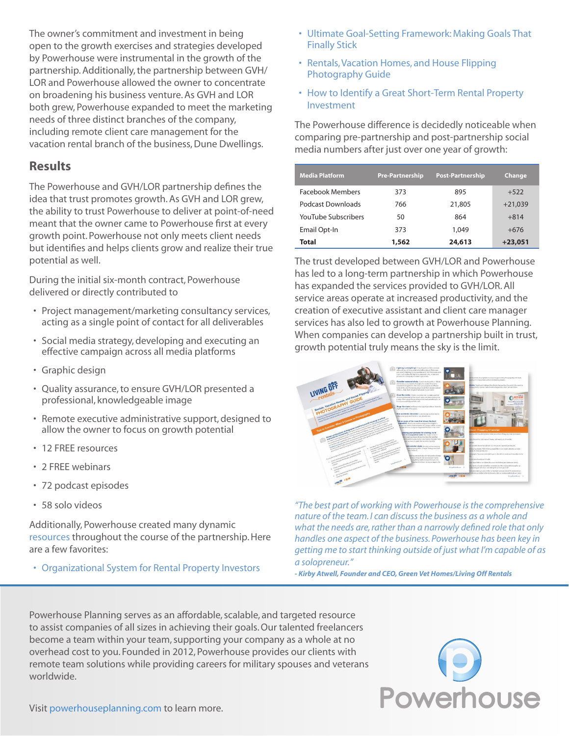The owner's commitment and investment in being open to the growth exercises and strategies developed by Powerhouse were instrumental in the growth of the partnership. Additionally, the partnership between GVH/LOR and Powerhouse allowed the owner to concentrate on broadening his business venture. As GVH and LOR both grew, Powerhouse expanded to meet the marketing needs of three distinct branches of the company, including remote client care management for the vacation rental branch of the business, Dune Dwellings.

## Results

The Powerhouse and GVH/LOR partnership defines the idea that trust promotes growth. As GVH and LOR grew, the ability to trust Powerhouse to deliver at point-of-need meant that the owner came to Powerhouse first at every growth point. Powerhouse not only meets client needs but identifies and helps clients grow and realize their true potential as well.

During the initial six-month contract, Powerhouse delivered or directly contributed to

- Project management/marketing consultancy services, acting as a single point of contact for all deliverables
- Social media strategy, developing and executing an effective campaign across all media platforms
- Graphic design
- Quality assurance, to ensure GVH/LOR presented a professional, knowledgeable image
- Remote executive administrative support, designed to allow the owner to focus on growth potential
- 12 FREE resources
- 2 FREE webinars
- 72 podcast episodes
- 58 solo videos

Additionally, Powerhouse created many dynamic resources throughout the course of the partnership. Here are a few favorites:

- Organizational System for Rental Property Investors
- Ultimate Goal-Setting Framework: Making Goals That Finally Stick
- Rentals, Vacation Homes, and House Flipping Photography Guide
- How to Identify a Great Short-Term Rental Property Investment

The Powerhouse difference is decidedly noticeable when comparing pre-partnership and post-partnership social media numbers after just over one year of growth:

| Media Platform | Pre-Partnership | Post-Partnership | Change |
|---|---|---|---|
| Facebook Members | 373 | 895 | +522 |
| Podcast Downloads | 766 | 21,805 | +21,039 |
| YouTube Subscribers | 50 | 864 | +814 |
| Email Opt-In | 373 | 1,049 | +676 |
| **Total** | **1,562** | **24,613** | **+23,051** |

The trust developed between GVH/LOR and Powerhouse has led to a long-term partnership in which Powerhouse has expanded the services provided to GVH/LOR. All service areas operate at increased productivity, and the creation of executive assistant and client care manager services has also led to growth at Powerhouse Planning. When companies can develop a partnership built in trust, growth potential truly means the sky is the limit.

*"The best part of working with Powerhouse is the comprehensive nature of the team. I can discuss the business as a whole and what the needs are, rather than a narrowly defined role that only handles one aspect of the business. Powerhouse has been key in getting me to start thinking outside of just what I'm capable of as a solopreneur."*

***- Kirby Atwell, Founder and CEO, Green Vet Homes/Living Off Rentals***

Powerhouse Planning serves as an affordable, scalable, and targeted resource to assist companies of all sizes in achieving their goals. Our talented freelancers become a team within your team, supporting your company as a whole at no overhead cost to you. Founded in 2012, Powerhouse provides our clients with remote team solutions while providing careers for military spouses and veterans worldwide.

Visit powerhouseplanning.com to learn more.

Powerhouse